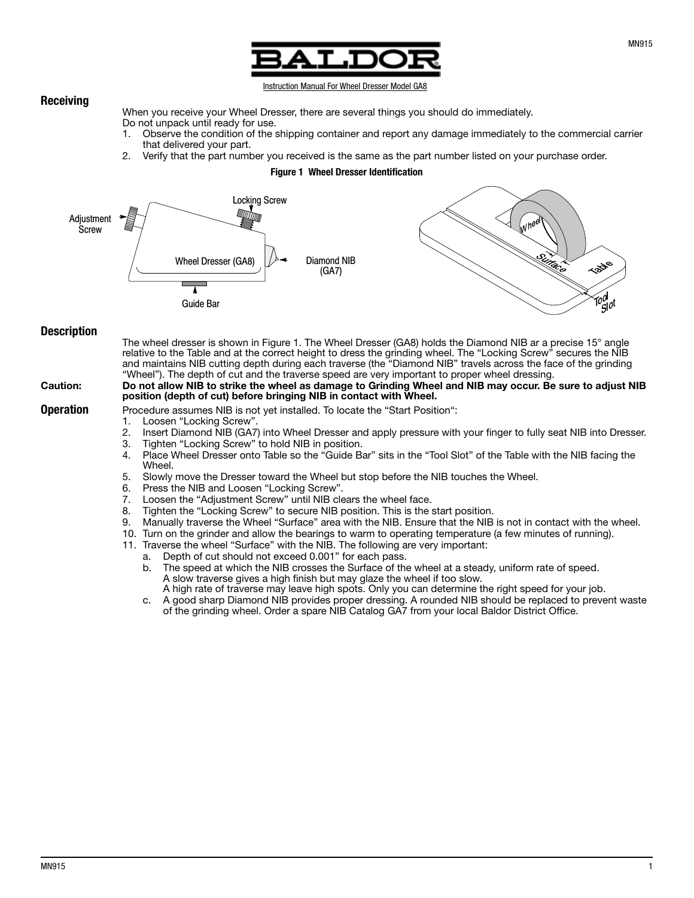# BALDOR

Instruction Manual For Wheel Dresser Model GA8

## Receiving

When you receive your Wheel Dresser, there are several things you should do immediately.
Do not unpack until ready for use.

1. Observe the condition of the shipping container and report any damage immediately to the commercial carrier that delivered your part.
2. Verify that the part number you received is the same as the part number listed on your purchase order.

**Figure 1 Wheel Dresser Identification**

## Description

The wheel dresser is shown in Figure 1. The Wheel Dresser (GA8) holds the Diamond NIB ar a precise 15° angle relative to the Table and at the correct height to dress the grinding wheel. The "Locking Screw" secures the NIB and maintains NIB cutting depth during each traverse (the "Diamond NIB" travels across the face of the grinding "Wheel"). The depth of cut and the traverse speed are very important to proper wheel dressing.

**Caution:** **Do not allow NIB to strike the wheel as damage to Grinding Wheel and NIB may occur. Be sure to adjust NIB position (depth of cut) before bringing NIB in contact with Wheel.**

## Operation

Procedure assumes NIB is not yet installed. To locate the "Start Position":

1. Loosen "Locking Screw".
2. Insert Diamond NIB (GA7) into Wheel Dresser and apply pressure with your finger to fully seat NIB into Dresser.
3. Tighten "Locking Screw" to hold NIB in position.
4. Place Wheel Dresser onto Table so the "Guide Bar" sits in the "Tool Slot" of the Table with the NIB facing the Wheel.
5. Slowly move the Dresser toward the Wheel but stop before the NIB touches the Wheel.
6. Press the NIB and Loosen "Locking Screw".
7. Loosen the "Adjustment Screw" until NIB clears the wheel face.
8. Tighten the "Locking Screw" to secure NIB position. This is the start position.
9. Manually traverse the Wheel "Surface" area with the NIB. Ensure that the NIB is not in contact with the wheel.
10. Turn on the grinder and allow the bearings to warm to operating temperature (a few minutes of running).
11. Traverse the wheel "Surface" with the NIB. The following are very important:
    a. Depth of cut should not exceed 0.001" for each pass.
    b. The speed at which the NIB crosses the Surface of the wheel at a steady, uniform rate of speed.
       A slow traverse gives a high finish but may glaze the wheel if too slow.
       A high rate of traverse may leave high spots. Only you can determine the right speed for your job.
    c. A good sharp Diamond NIB provides proper dressing. A rounded NIB should be replaced to prevent waste of the grinding wheel. Order a spare NIB Catalog GA7 from your local Baldor District Office.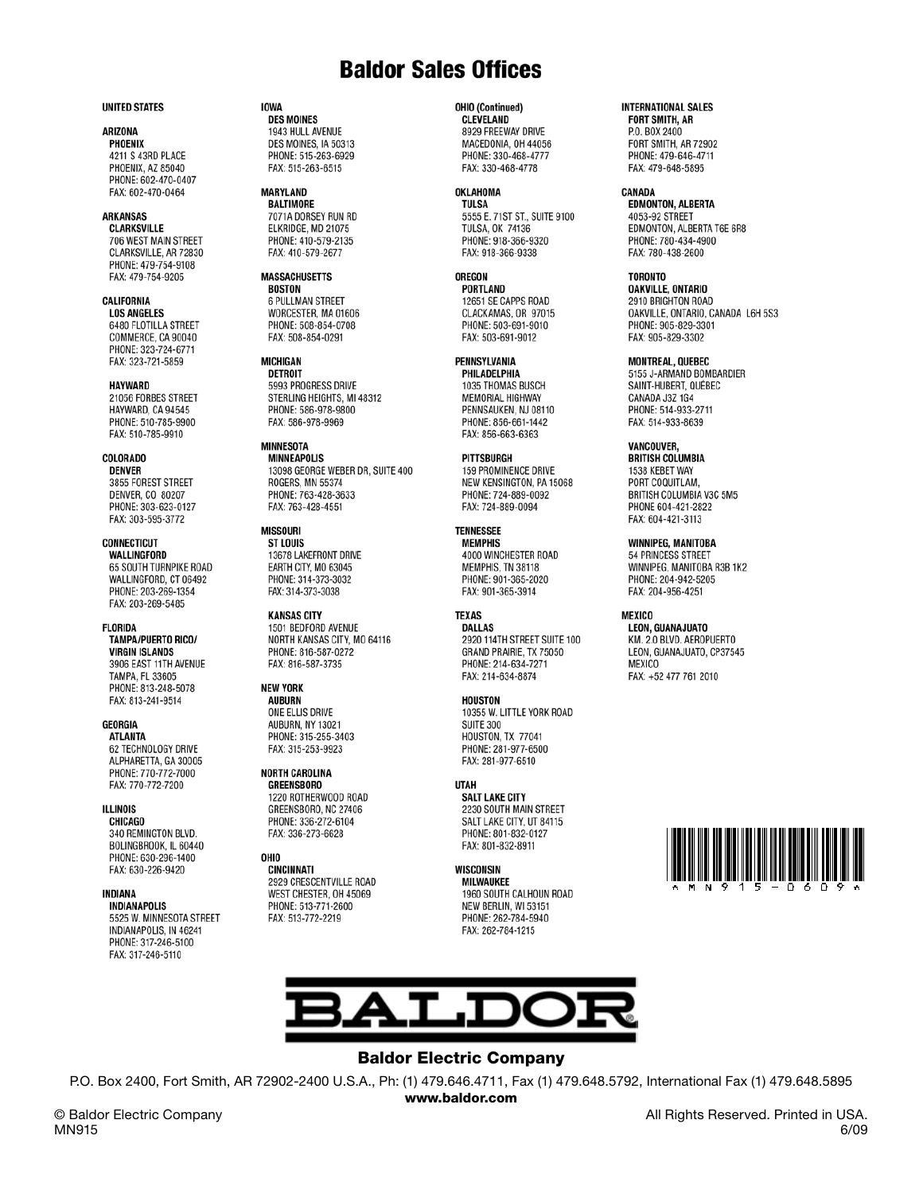# Baldor Sales Offices

**UNITED STATES**

**ARIZONA**
**PHOENIX**
4211 S 43RD PLACE
PHOENIX, AZ 85040
PHONE: 602-470-0407
FAX: 602-470-0464

**ARKANSAS**
**CLARKSVILLE**
706 WEST MAIN STREET
CLARKSVILLE, AR 72830
PHONE: 479-754-9108
FAX: 479-754-9205

**CALIFORNIA**
**LOS ANGELES**
6480 FLOTILLA STREET
COMMERCE, CA 90040
PHONE: 323-724-6771
FAX: 323-721-5859

**HAYWARD**
21056 FORBES STREET
HAYWARD, CA 94545
PHONE: 510-785-9900
FAX: 510-785-9910

**COLORADO**
**DENVER**
3855 FOREST STREET
DENVER, CO 80207
PHONE: 303-623-0127
FAX: 303-595-3772

**CONNECTICUT**
**WALLINGFORD**
65 SOUTH TURNPIKE ROAD
WALLINGFORD, CT 06492
PHONE: 203-269-1354
FAX: 203-269-5485

**FLORIDA**
**TAMPA/PUERTO RICO/ VIRGIN ISLANDS**
3906 EAST 11TH AVENUE
TAMPA, FL 33605
PHONE: 813-248-5078
FAX: 813-241-9514

**GEORGIA**
**ATLANTA**
62 TECHNOLOGY DRIVE
ALPHARETTA, GA 30005
PHONE: 770-772-7000
FAX: 770-772-7200

**ILLINOIS**
**CHICAGO**
340 REMINGTON BLVD.
BOLINGBROOK, IL 60440
PHONE: 630-296-1400
FAX: 630-226-9420

**INDIANA**
**INDIANAPOLIS**
5525 W. MINNESOTA STREET
INDIANAPOLIS, IN 46241
PHONE: 317-246-5100
FAX: 317-246-5110

**IOWA**
**DES MOINES**
1943 HULL AVENUE
DES MOINES, IA 50313
PHONE: 515-263-6929
FAX: 515-263-6515

**MARYLAND**
**BALTIMORE**
7071A DORSEY RUN RD
ELKRIDGE, MD 21075
PHONE: 410-579-2135
FAX: 410-579-2677

**MASSACHUSETTS**
**BOSTON**
6 PULLMAN STREET
WORCESTER, MA 01606
PHONE: 508-854-0708
FAX: 508-854-0291

**MICHIGAN**
**DETROIT**
5993 PROGRESS DRIVE
STERLING HEIGHTS, MI 48312
PHONE: 586-978-9800
FAX: 586-978-9969

**MINNESOTA**
**MINNEAPOLIS**
13098 GEORGE WEBER DR, SUITE 400
ROGERS, MN 55374
PHONE: 763-428-3633
FAX: 763-428-4551

**MISSOURI**
**ST LOUIS**
13678 LAKEFRONT DRIVE
EARTH CITY, MO 63045
PHONE: 314-373-3032
FAX: 314-373-3038

**KANSAS CITY**
1501 BEDFORD AVENUE
NORTH KANSAS CITY, MO 64116
PHONE: 816-587-0272
FAX: 816-587-3735

**NEW YORK**
**AUBURN**
ONE ELLIS DRIVE
AUBURN, NY 13021
PHONE: 315-255-3403
FAX: 315-253-9923

**NORTH CAROLINA**
**GREENSBORO**
1220 ROTHERWOOD ROAD
GREENSBORO, NC 27406
PHONE: 336-272-6104
FAX: 336-273-6628

**OHIO**
**CINCINNATI**
2929 CRESCENTVILLE ROAD
WEST CHESTER, OH 45069
PHONE: 513-771-2600
FAX: 513-772-2219

**OHIO (Continued)**
**CLEVELAND**
8929 FREEWAY DRIVE
MACEDONIA, OH 44056
PHONE: 330-468-4777
FAX: 330-468-4778

**OKLAHOMA**
**TULSA**
5555 E. 71ST ST., SUITE 9100
TULSA, OK 74136
PHONE: 918-366-9320
FAX: 918-366-9338

**OREGON**
**PORTLAND**
12651 SE CAPPS ROAD
CLACKAMAS, OR 97015
PHONE: 503-691-9010
FAX: 503-691-9012

**PENNSYLVANIA**
**PHILADELPHIA**
1035 THOMAS BUSCH MEMORIAL HIGHWAY
PENNSAUKEN, NJ 08110
PHONE: 856-661-1442
FAX: 856-663-6363

**PITTSBURGH**
159 PROMINENCE DRIVE
NEW KENSINGTON, PA 15068
PHONE: 724-889-0092
FAX: 724-889-0094

**TENNESSEE**
**MEMPHIS**
4000 WINCHESTER ROAD
MEMPHIS, TN 38118
PHONE: 901-365-2020
FAX: 901-365-3914

**TEXAS**
**DALLAS**
2920 114TH STREET SUITE 100
GRAND PRAIRIE, TX 75050
PHONE: 214-634-7271
FAX: 214-634-8874

**HOUSTON**
10355 W. LITTLE YORK ROAD
SUITE 300
HOUSTON, TX 77041
PHONE: 281-977-6500
FAX: 281-977-6510

**UTAH**
**SALT LAKE CITY**
2230 SOUTH MAIN STREET
SALT LAKE CITY, UT 84115
PHONE: 801-832-0127
FAX: 801-832-8911

**WISCONSIN**
**MILWAUKEE**
1960 SOUTH CALHOUN ROAD
NEW BERLIN, WI 53151
PHONE: 262-784-5940
FAX: 262-784-1215

**INTERNATIONAL SALES**
**FORT SMITH, AR**
P.O. BOX 2400
FORT SMITH, AR 72902
PHONE: 479-646-4711
FAX: 479-648-5895

**CANADA**
**EDMONTON, ALBERTA**
4053-92 STREET
EDMONTON, ALBERTA T6E 6R8
PHONE: 780-434-4900
FAX: 780-438-2600

**TORONTO**
**OAKVILLE, ONTARIO**
2910 BRIGHTON ROAD
OAKVILLE, ONTARIO, CANADA L6H 5S3
PHONE: 905-829-3301
FAX: 905-829-3302

**MONTREAL, QUEBEC**
5155 J-ARMAND BOMBARDIER
SAINT-HUBERT, QUÉBEC
CANADA J3Z 1G4
PHONE: 514-933-2711
FAX: 514-933-8639

**VANCOUVER, BRITISH COLUMBIA**
1538 KEBET WAY
PORT COQUITLAM, BRITISH COLUMBIA V3C 5M5
PHONE 604-421-2822
FAX: 604-421-3113

**WINNIPEG, MANITOBA**
54 PRINCESS STREET
WINNIPEG, MANITOBA R3B 1K2
PHONE: 204-942-5205
FAX: 204-956-4251

**MEXICO**
**LEON, GUANAJUATO**
KM. 2.0 BLVD. AEROPUERTO
LEON, GUANAJUATO, CP37545
MEXICO
FAX: +52 477 761 2010

*MN915-0609*

**Baldor Electric Company**

P.O. Box 2400, Fort Smith, AR 72902-2400 U.S.A., Ph: (1) 479.646.4711, Fax (1) 479.648.5792, International Fax (1) 479.648.5895

**www.baldor.com**

© Baldor Electric Company
MN915

All Rights Reserved. Printed in USA.
6/09